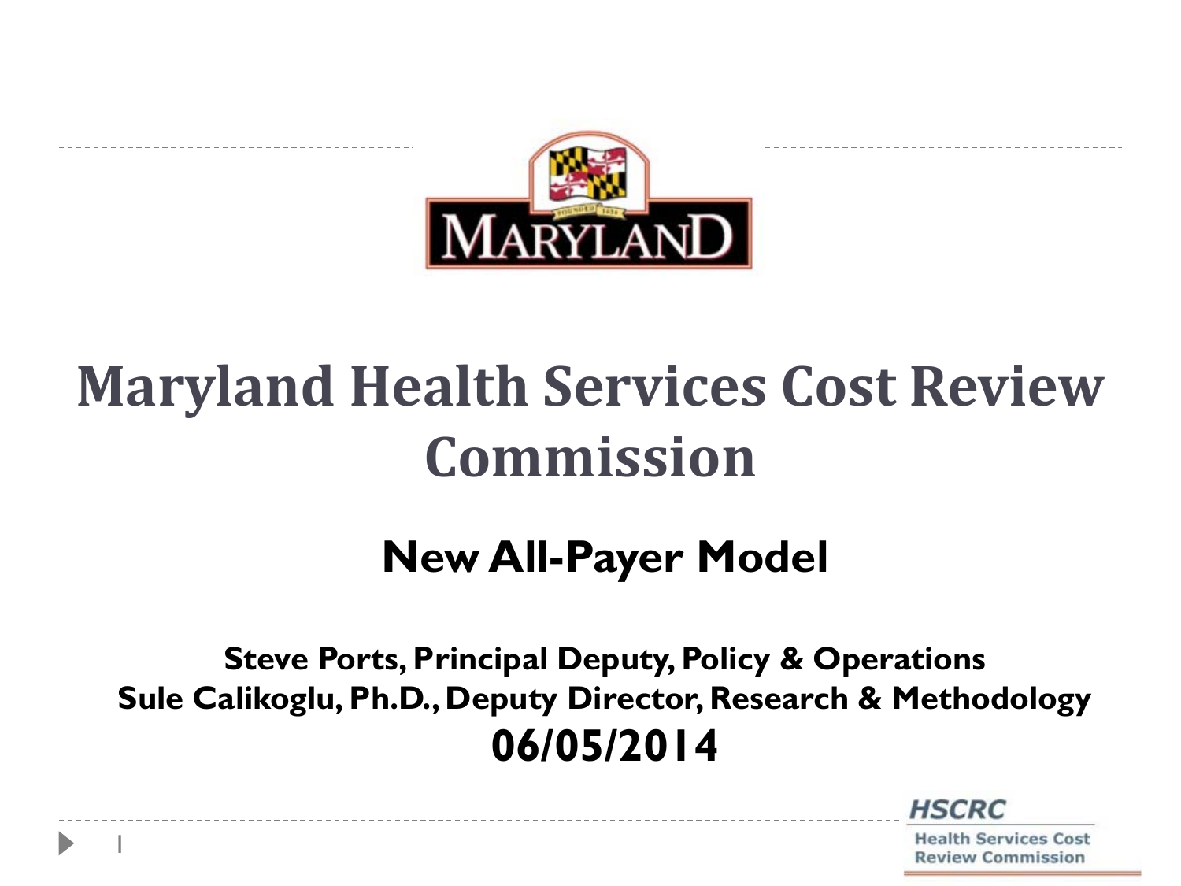# Maryland Health Services Cost Review Commission

## New All-Payer Model

**Steve Ports, Principal Deputy, Policy & Operations**
**Sule Calikoglu, Ph.D., Deputy Director, Research & Methodology**

**06/05/2014**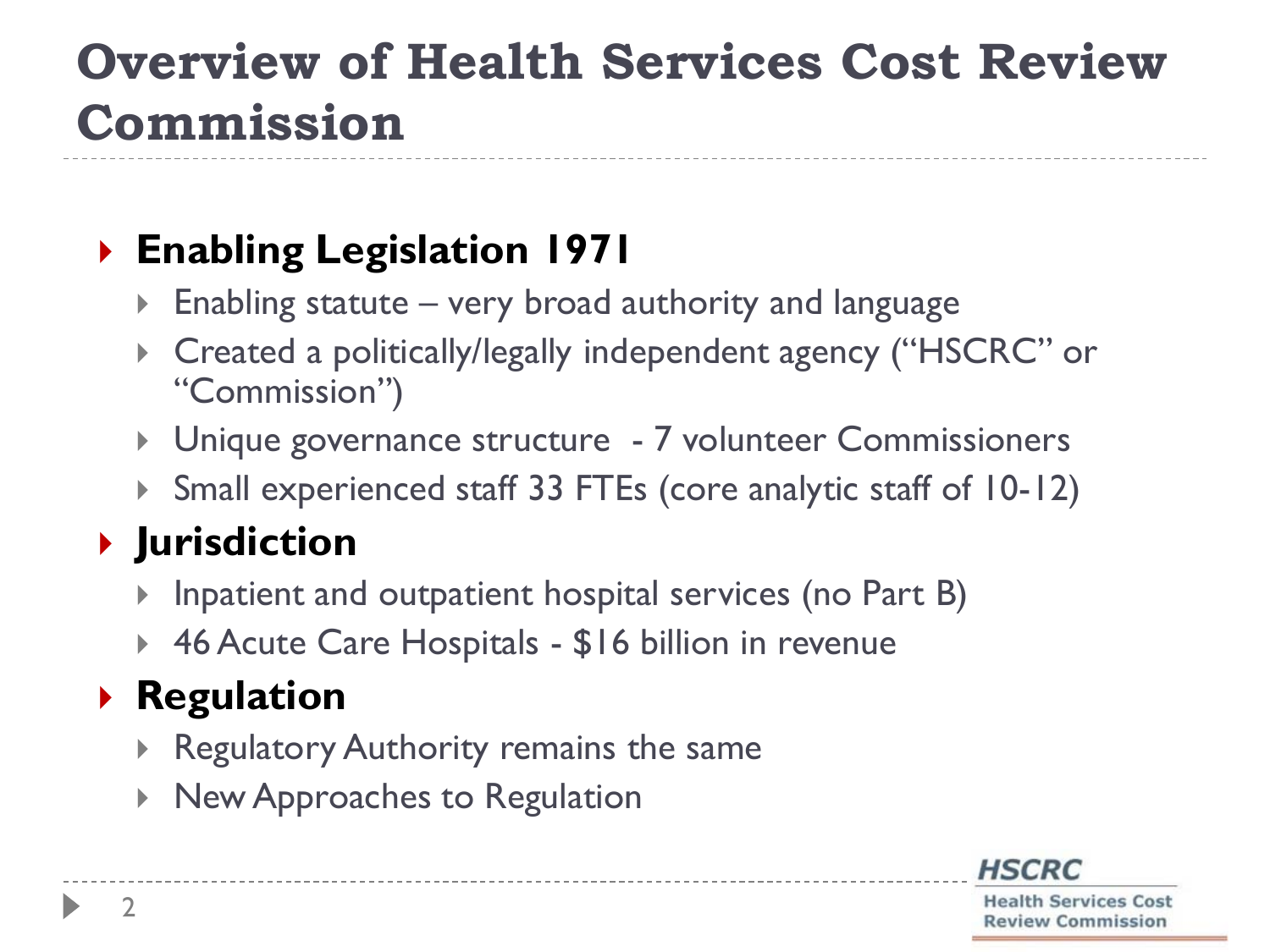# Overview of Health Services Cost Review Commission

- **Enabling Legislation 1971**
  - Enabling statute – very broad authority and language
  - Created a politically/legally independent agency ("HSCRC" or "Commission")
  - Unique governance structure - 7 volunteer Commissioners
  - Small experienced staff 33 FTEs (core analytic staff of 10-12)
- **Jurisdiction**
  - Inpatient and outpatient hospital services (no Part B)
  - 46 Acute Care Hospitals - $16 billion in revenue
- **Regulation**
  - Regulatory Authority remains the same
  - New Approaches to Regulation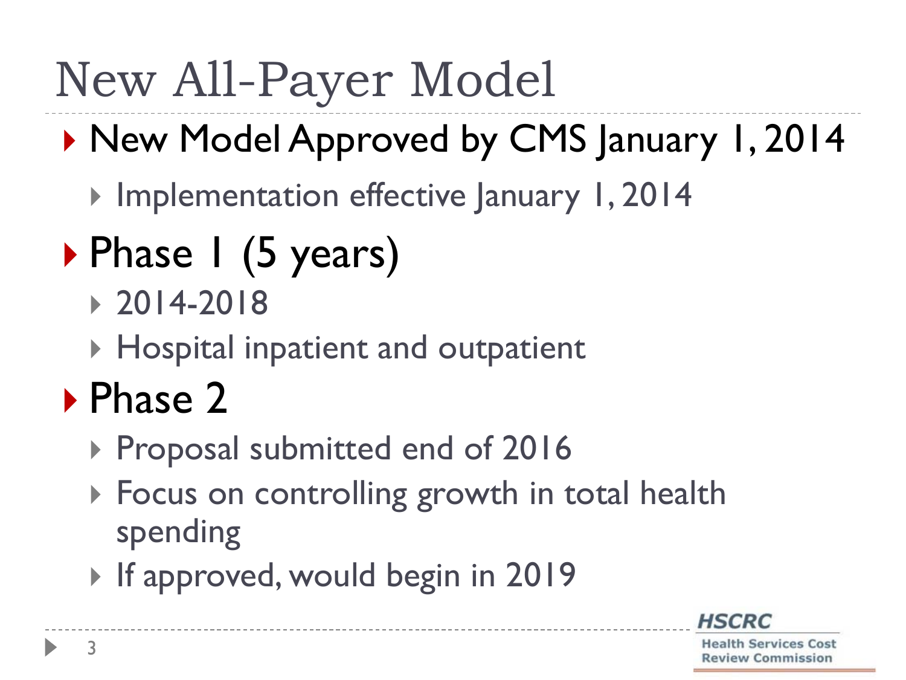# New All-Payer Model

- New Model Approved by CMS January 1, 2014
  - Implementation effective January 1, 2014
- Phase 1 (5 years)
  - 2014-2018
  - Hospital inpatient and outpatient
- Phase 2
  - Proposal submitted end of 2016
  - Focus on controlling growth in total health spending
  - If approved, would begin in 2019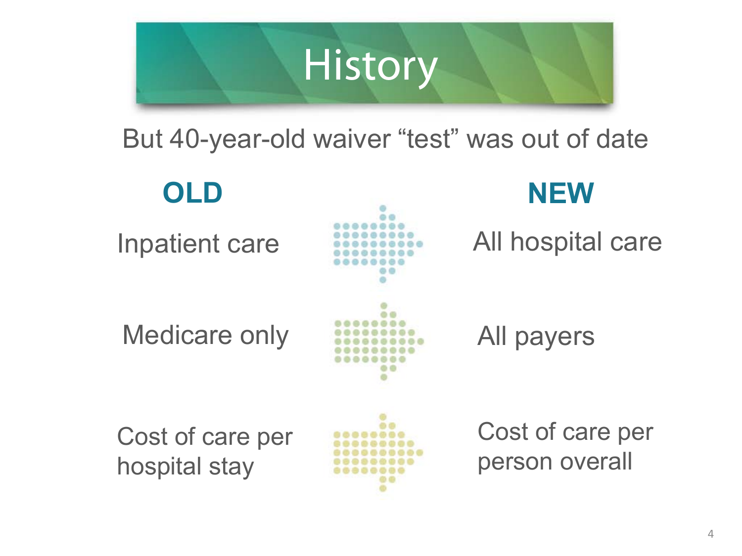# History

But 40-year-old waiver “test” was out of date

| OLD | | NEW |
|---|---|---|
| Inpatient care | → | All hospital care |
| Medicare only | → | All payers |
| Cost of care per hospital stay | → | Cost of care per person overall |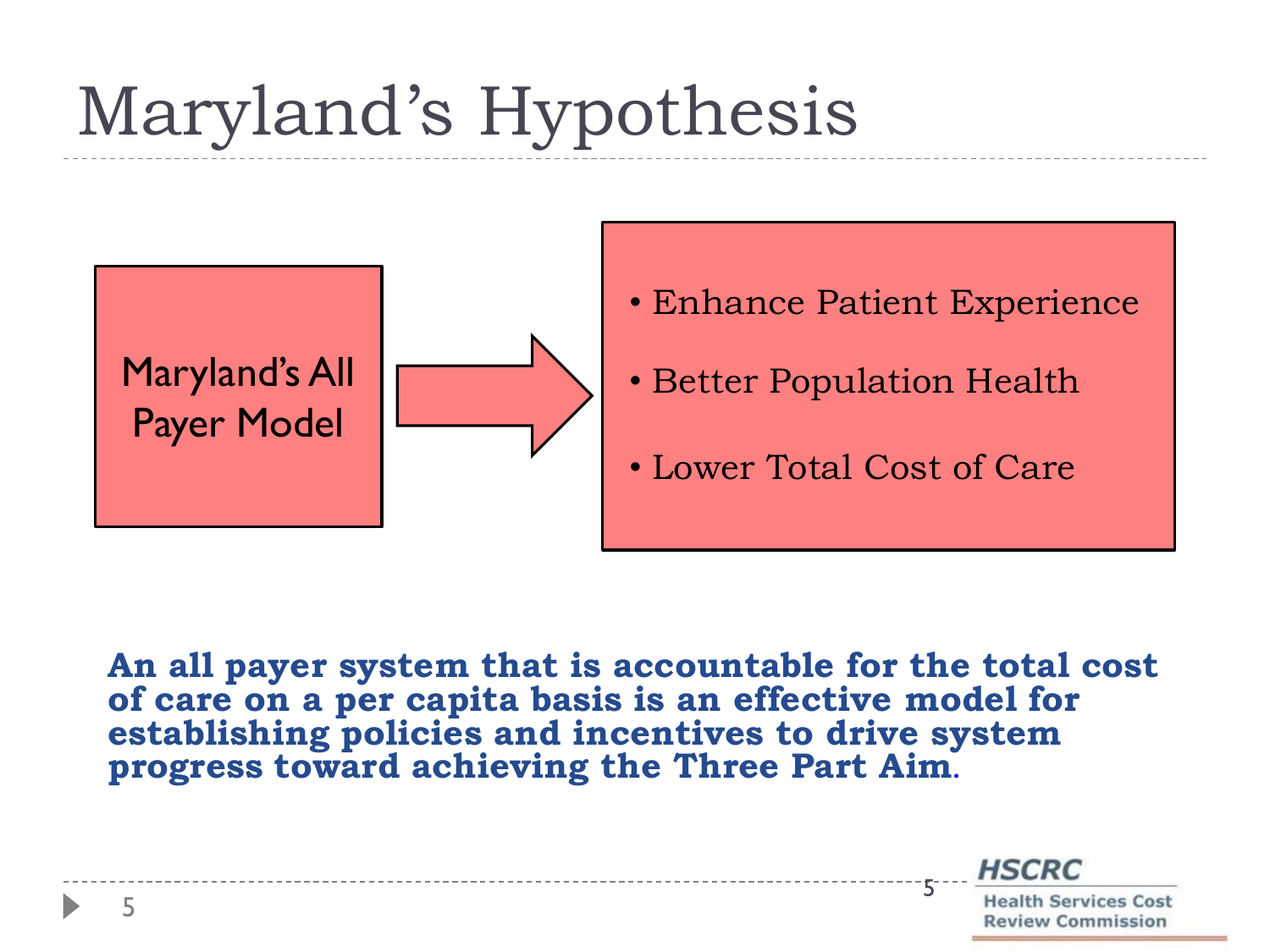# Maryland's Hypothesis

Maryland's All Payer Model → 

- Enhance Patient Experience
- Better Population Health
- Lower Total Cost of Care

**An all payer system that is accountable for the total cost of care on a per capita basis is an effective model for establishing policies and incentives to drive system progress toward achieving the Three Part Aim.**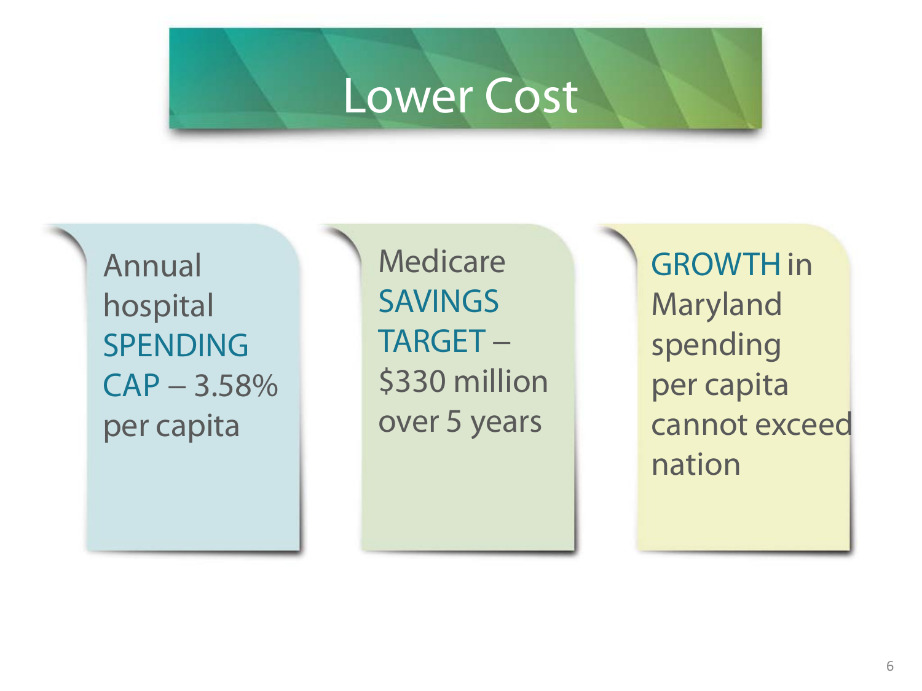# Lower Cost

Annual hospital SPENDING CAP – 3.58% per capita

Medicare SAVINGS TARGET – $330 million over 5 years

GROWTH in Maryland spending per capita cannot exceed nation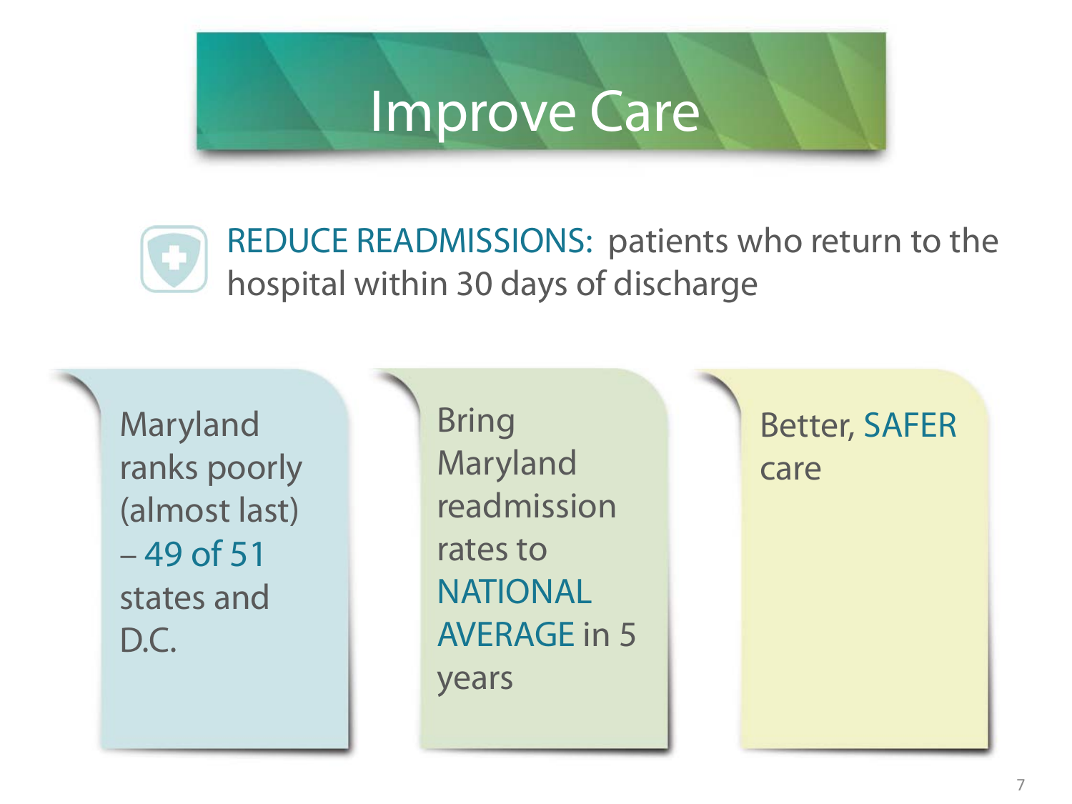# Improve Care

**REDUCE READMISSIONS:** patients who return to the hospital within 30 days of discharge

- Maryland ranks poorly (almost last) – 49 of 51 states and D.C.
- Bring Maryland readmission rates to NATIONAL AVERAGE in 5 years
- Better, SAFER care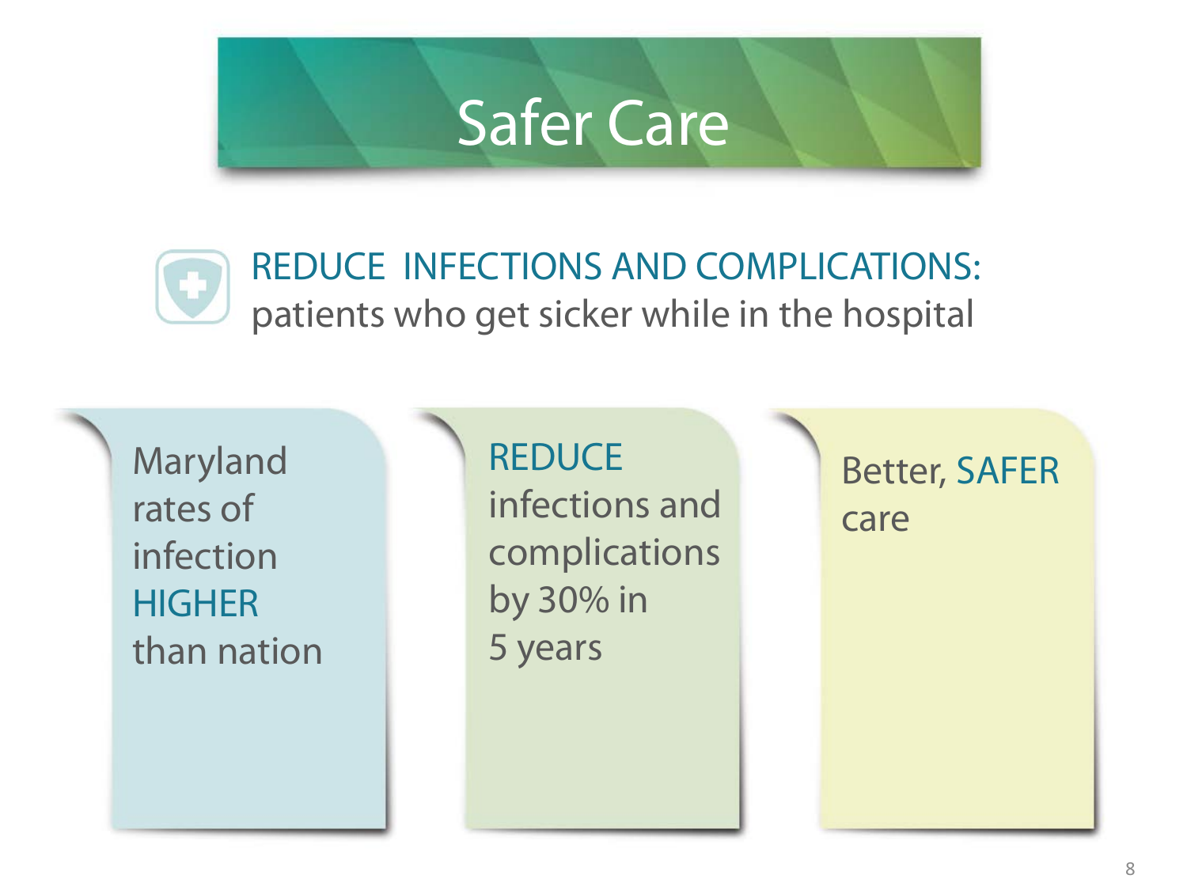# Safer Care

**REDUCE INFECTIONS AND COMPLICATIONS:**
patients who get sicker while in the hospital

Maryland rates of infection HIGHER than nation

REDUCE infections and complications by 30% in 5 years

Better, SAFER care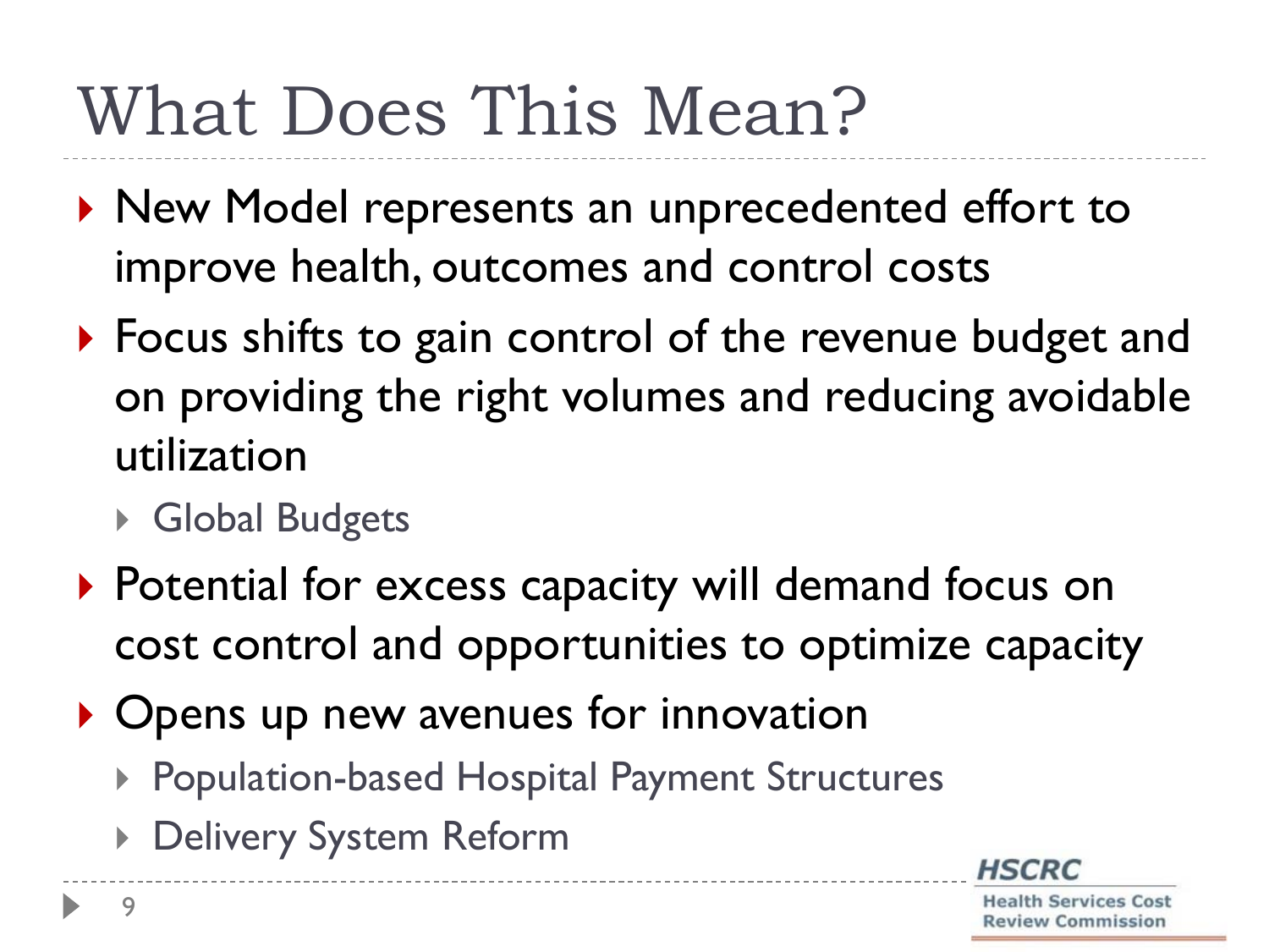# What Does This Mean?

- New Model represents an unprecedented effort to improve health, outcomes and control costs
- Focus shifts to gain control of the revenue budget and on providing the right volumes and reducing avoidable utilization
  - Global Budgets
- Potential for excess capacity will demand focus on cost control and opportunities to optimize capacity
- Opens up new avenues for innovation
  - Population-based Hospital Payment Structures
  - Delivery System Reform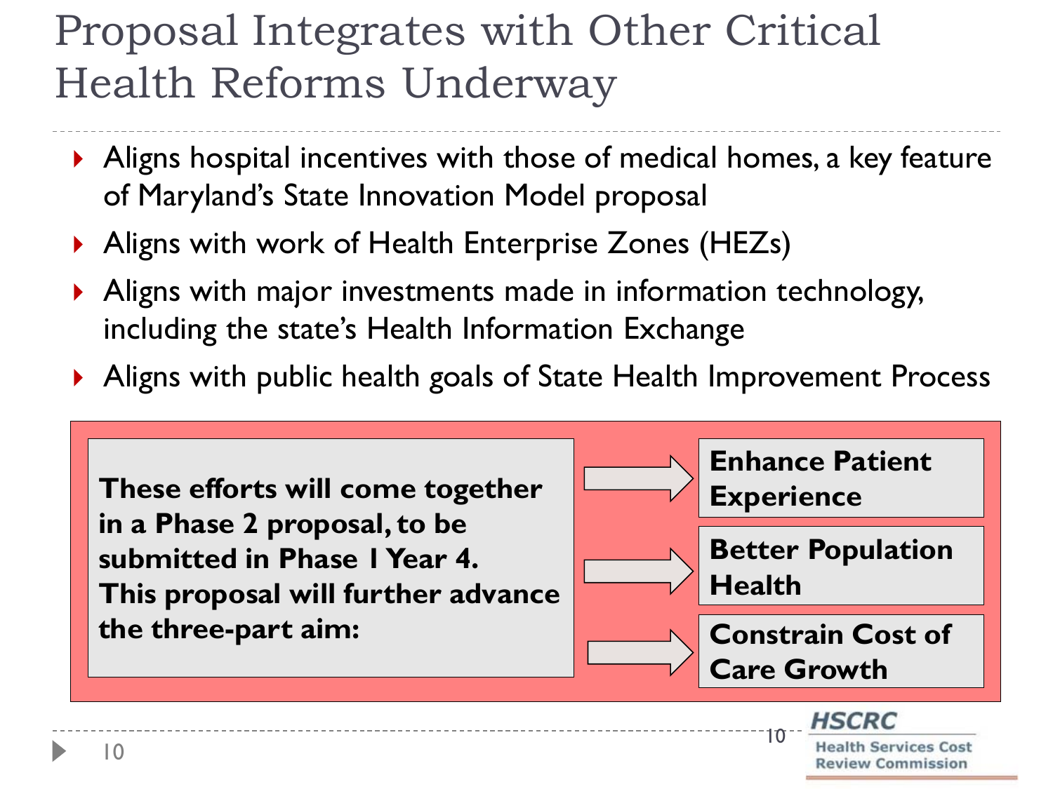# Proposal Integrates with Other Critical Health Reforms Underway

- Aligns hospital incentives with those of medical homes, a key feature of Maryland's State Innovation Model proposal
- Aligns with work of Health Enterprise Zones (HEZs)
- Aligns with major investments made in information technology, including the state's Health Information Exchange
- Aligns with public health goals of State Health Improvement Process

**These efforts will come together in a Phase 2 proposal, to be submitted in Phase I Year 4. This proposal will further advance the three-part aim:**

- **Enhance Patient Experience**
- **Better Population Health**
- **Constrain Cost of Care Growth**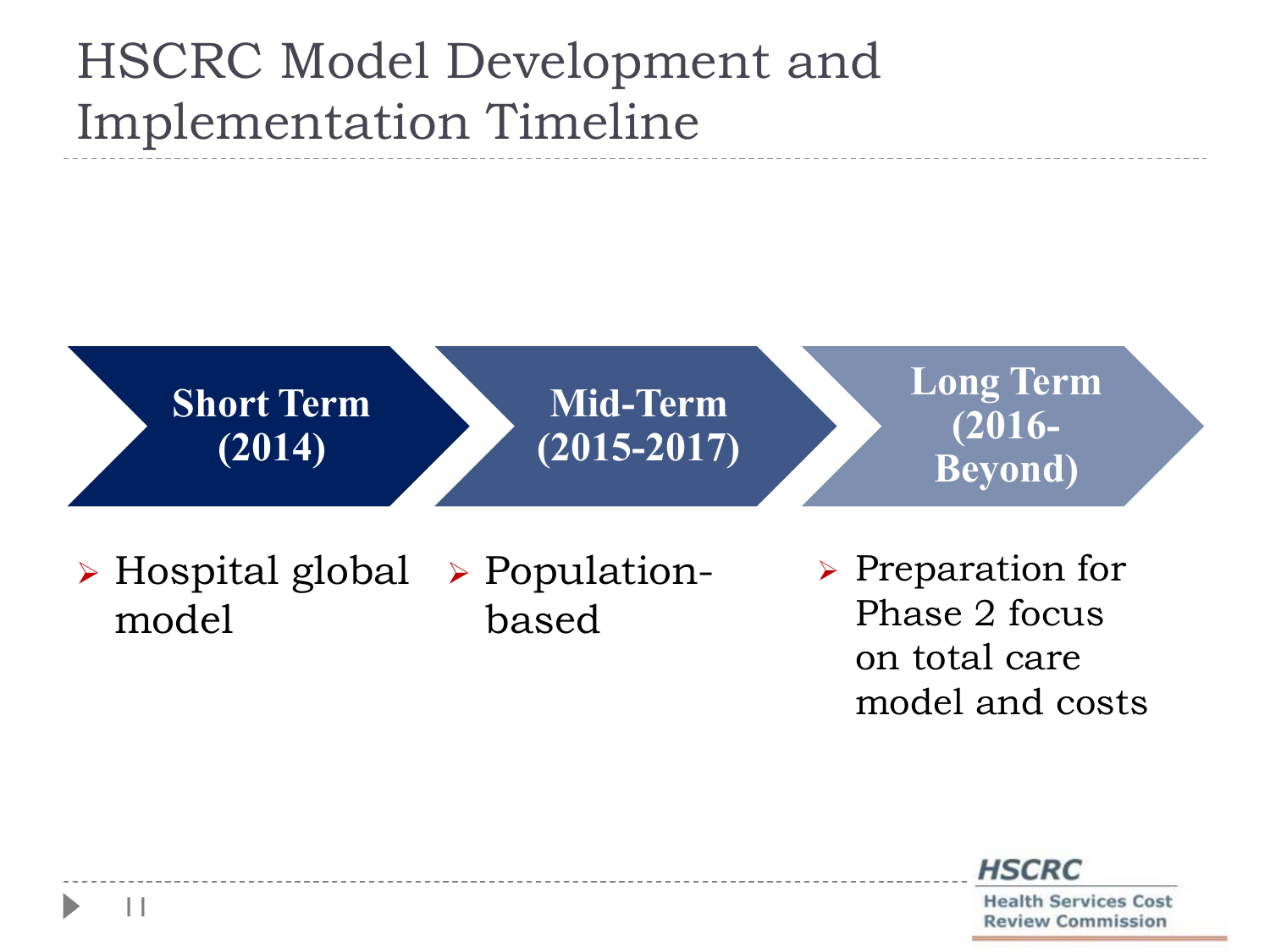# HSCRC Model Development and Implementation Timeline

| Short Term (2014) | Mid-Term (2015-2017) | Long Term (2016-Beyond) |
|---|---|---|
| Hospital global model | Population-based | Preparation for Phase 2 focus on total care model and costs |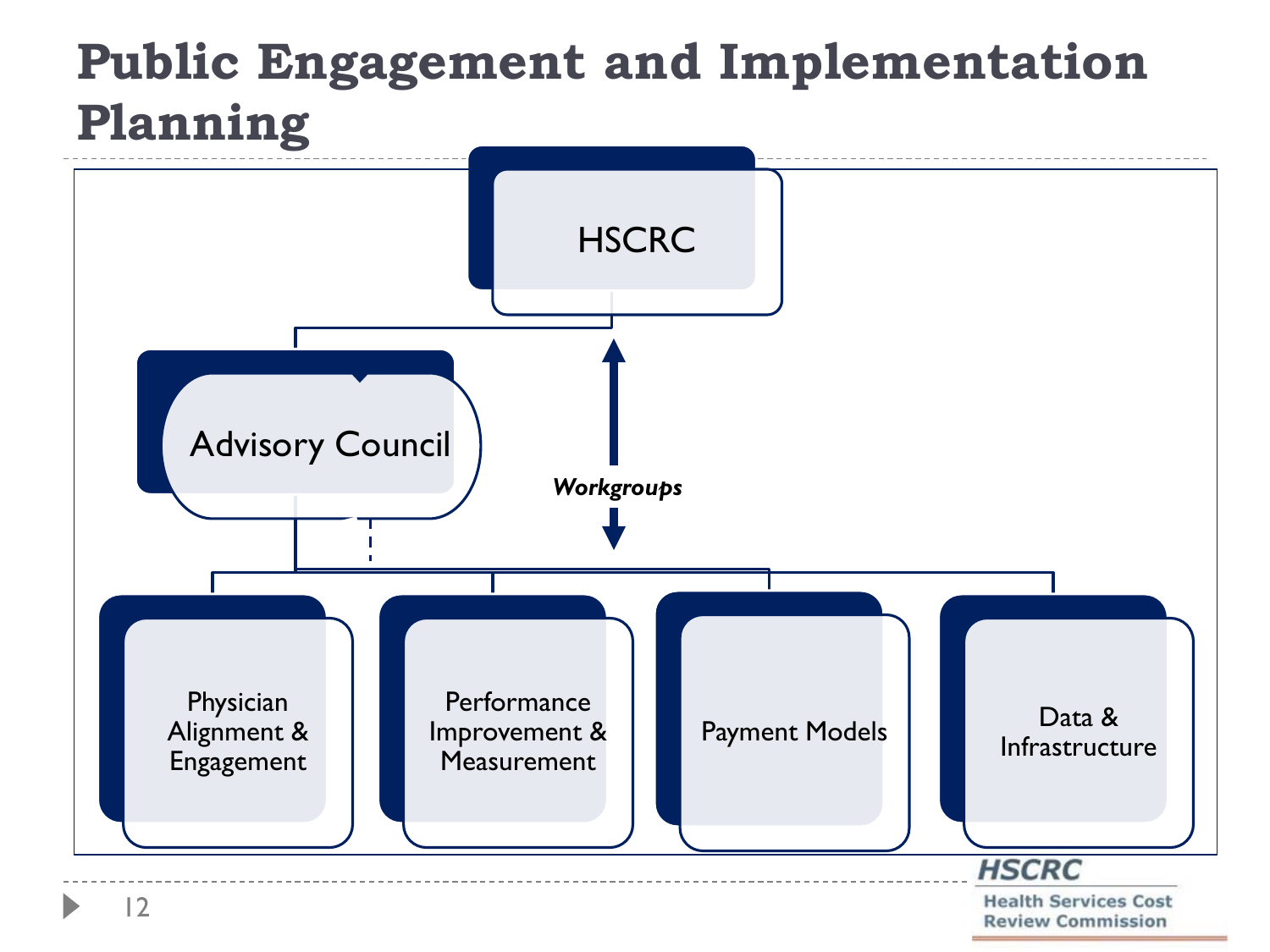# Public Engagement and Implementation Planning

HSCRC

Advisory Council

*Workgroups*

- Physician Alignment & Engagement
- Performance Improvement & Measurement
- Payment Models
- Data & Infrastructure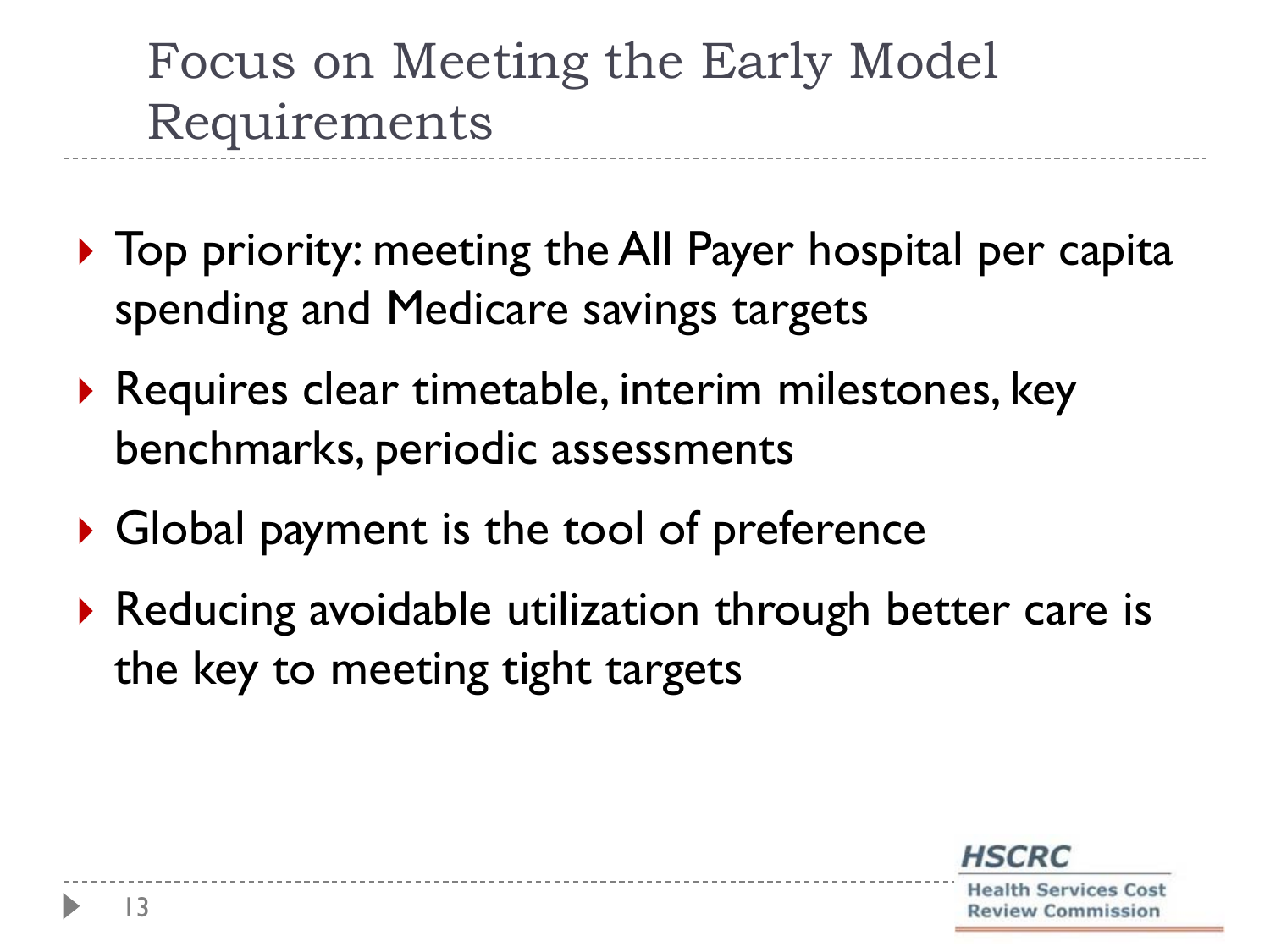# Focus on Meeting the Early Model Requirements

- Top priority: meeting the All Payer hospital per capita spending and Medicare savings targets
- Requires clear timetable, interim milestones, key benchmarks, periodic assessments
- Global payment is the tool of preference
- Reducing avoidable utilization through better care is the key to meeting tight targets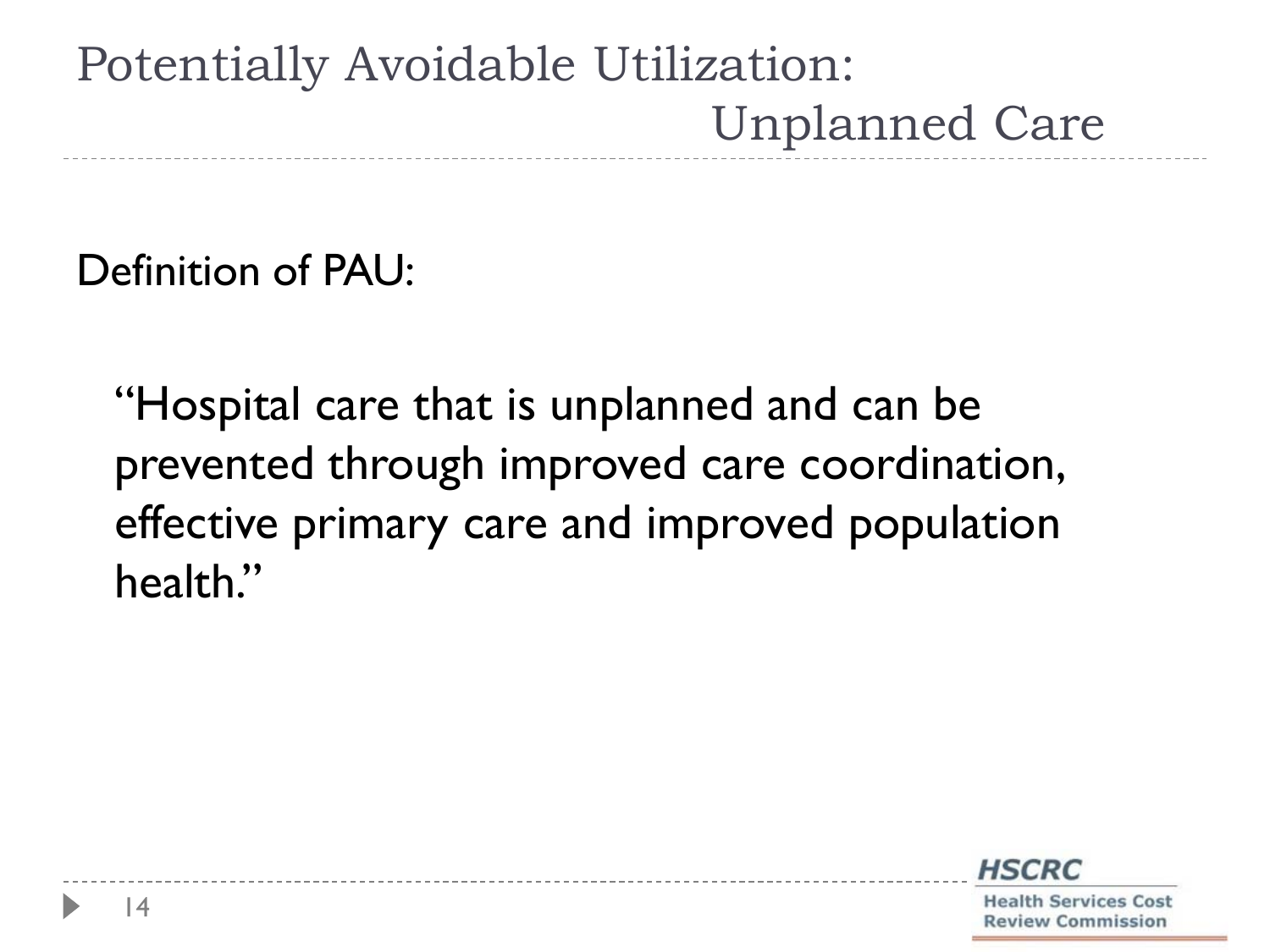# Potentially Avoidable Utilization: Unplanned Care

Definition of PAU:

"Hospital care that is unplanned and can be prevented through improved care coordination, effective primary care and improved population health."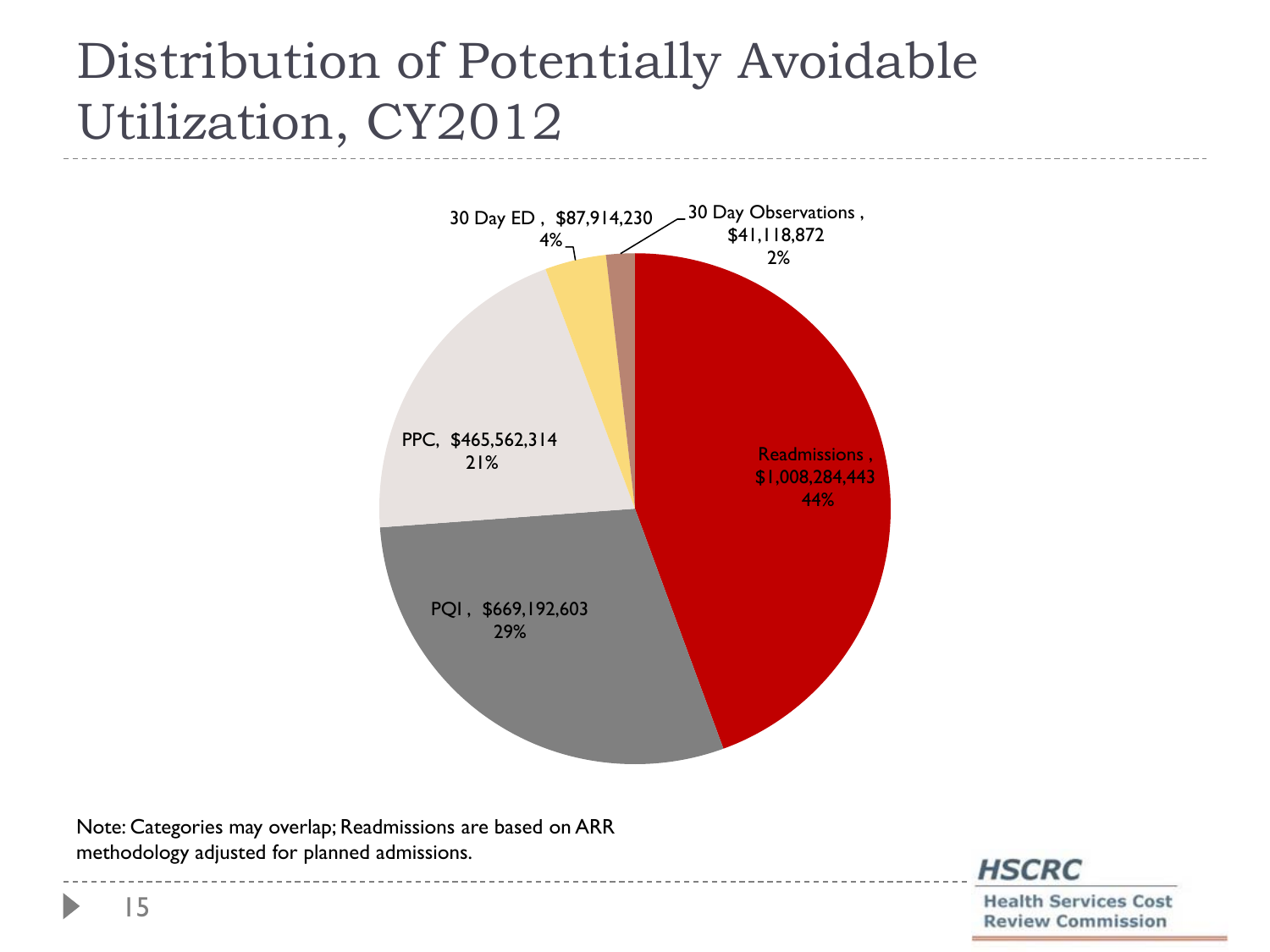# Distribution of Potentially Avoidable Utilization, CY2012

| Category | Amount | Percent |
|---|---|---|
| Readmissions | $1,008,284,443 | 44% |
| PQI | $669,192,603 | 29% |
| PPC | $465,562,314 | 21% |
| 30 Day ED | $87,914,230 | 4% |
| 30 Day Observations | $41,118,872 | 2% |

Note: Categories may overlap; Readmissions are based on ARR methodology adjusted for planned admissions.

HSCRC
Health Services Cost Review Commission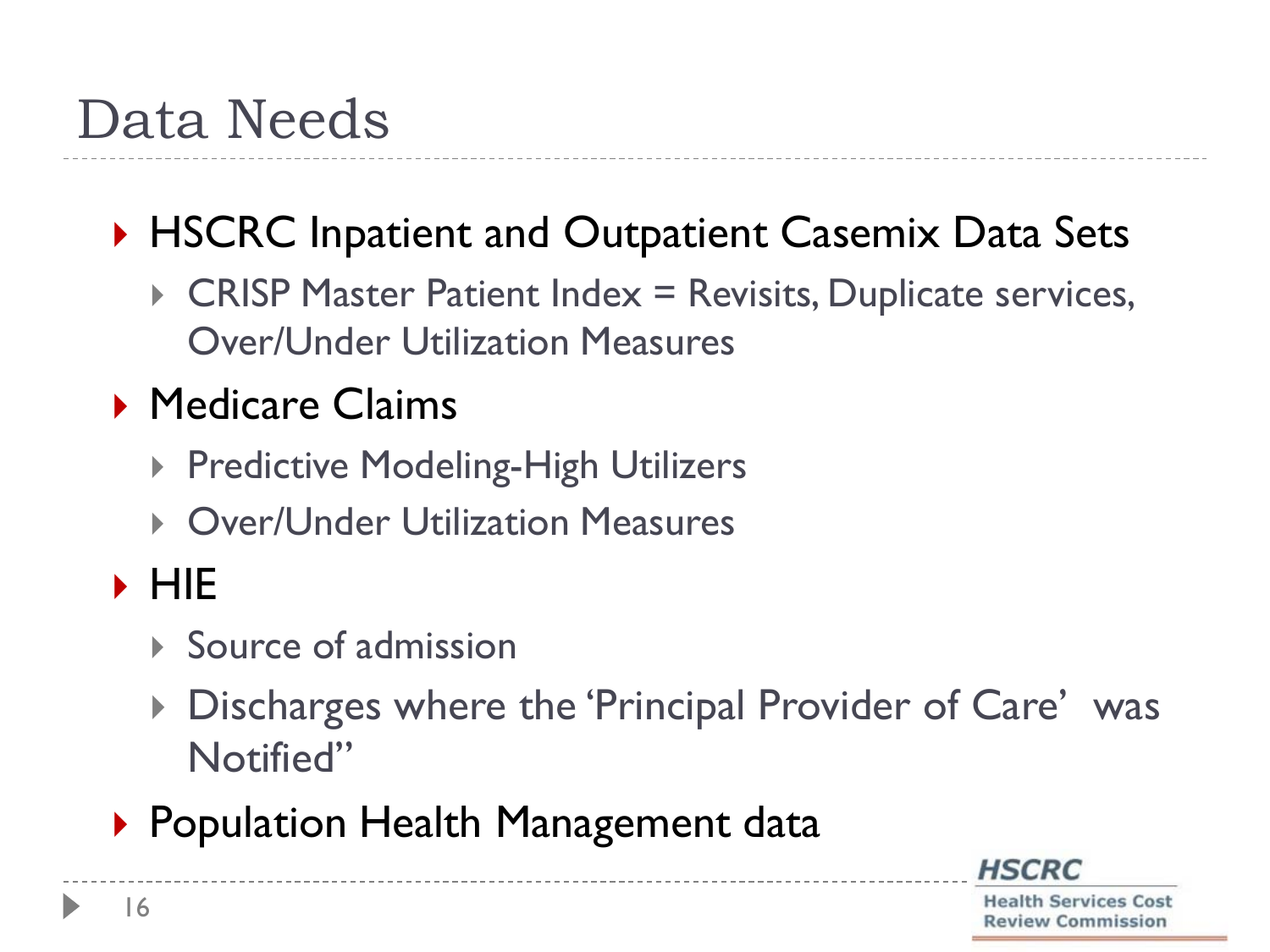# Data Needs

- HSCRC Inpatient and Outpatient Casemix Data Sets
  - CRISP Master Patient Index = Revisits, Duplicate services, Over/Under Utilization Measures
- Medicare Claims
  - Predictive Modeling-High Utilizers
  - Over/Under Utilization Measures
- HIE
  - Source of admission
  - Discharges where the 'Principal Provider of Care' was Notified"
- Population Health Management data